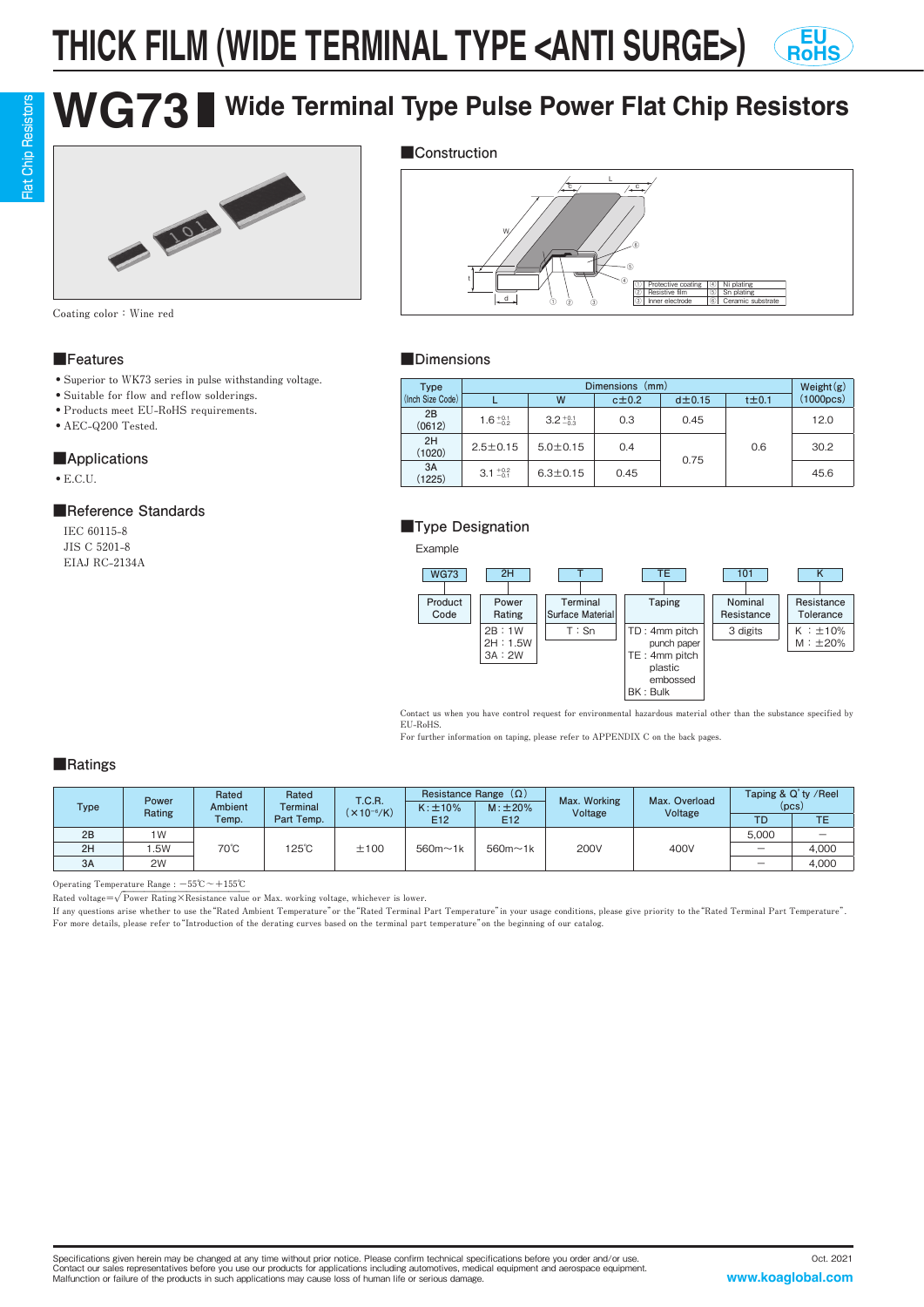# THICK FILM (WIDE TERMINAL TYPE <ANTI SURGE>)

EU RoHS

Flat Chip Resistors

# WG73 Wide Terminal Type Pulse Power Flat Chip Resistors

Coating color : Wine red

## Construction

| ① | Protective coating | ④ | Ni plating |
|---|---|---|---|
| ② | Resistive film | ⑤ | Sn plating |
| ③ | Inner electrode | ⑥ | Ceramic substrate |

## Features

- Superior to WK73 series in pulse withstanding voltage.
- Suitable for flow and reflow solderings.
- Products meet EU-RoHS requirements.
- AEC-Q200 Tested.

## Applications

- E.C.U.

## Reference Standards

IEC 60115-8
JIS C 5201-8
EIAJ RC-2134A

## Dimensions

| Type (Inch Size Code) | Dimensions (mm) L | W | c±0.2 | d±0.15 | t±0.1 | Weight (g) (1000pcs) |
|---|---|---|---|---|---|---|
| 2B (0612) | 1.6 $^{+0.1}_{-0.2}$ | 3.2 $^{+0.1}_{-0.3}$ | 0.3 | 0.45 | 0.6 | 12.0 |
| 2H (1020) | 2.5±0.15 | 5.0±0.15 | 0.4 | 0.75 | 0.6 | 30.2 |
| 3A (1225) | 3.1 $^{+0.2}_{-0.1}$ | 6.3±0.15 | 0.45 | 0.75 | 0.6 | 45.6 |

## Type Designation

Example

| WG73 | 2H | T | TE | 101 | K |
|---|---|---|---|---|---|
| Product Code | Power Rating | Terminal Surface Material | Taping | Nominal Resistance | Resistance Tolerance |
| | 2B : 1W<br>2H : 1.5W<br>3A : 2W | T : Sn | TD : 4mm pitch punch paper<br>TE : 4mm pitch plastic embossed<br>BK : Bulk | 3 digits | K : ±10%<br>M : ±20% |

Contact us when you have control request for environmental hazardous material other than the substance specified by EU-RoHS.
For further information on taping, please refer to APPENDIX C on the back pages.

## Ratings

| Type | Power Rating | Rated Ambient Temp. | Rated Terminal Part Temp. | T.C.R. ($\times 10^{-6}$/K) | Resistance Range (Ω) K: ±10% E12 | Resistance Range (Ω) M: ±20% E12 | Max. Working Voltage | Max. Overload Voltage | Taping & Q'ty /Reel (pcs) TD | Taping & Q'ty /Reel (pcs) TE |
|---|---|---|---|---|---|---|---|---|---|---|
| 2B | 1W | 70℃ | 125℃ | ±100 | 560m～1k | 560m～1k | 200V | 400V | 5,000 | — |
| 2H | 1.5W | 70℃ | 125℃ | ±100 | 560m～1k | 560m～1k | 200V | 400V | — | 4,000 |
| 3A | 2W | 70℃ | 125℃ | ±100 | 560m～1k | 560m～1k | 200V | 400V | — | 4,000 |

Operating Temperature Range : −55℃～+155℃
Rated voltage=$\sqrt{\text{Power Rating} \times \text{Resistance value}}$ or Max. working voltage, whichever is lower.
If any questions arise whether to use the "Rated Ambient Temperature" or the "Rated Terminal Part Temperature" in your usage conditions, please give priority to the "Rated Terminal Part Temperature".
For more details, please refer to "Introduction of the derating curves based on the terminal part temperature" on the beginning of our catalog.

Specifications given herein may be changed at any time without prior notice. Please confirm technical specifications before you order and/or use.
Contact our sales representatives before you use our products for applications including automotives, medical equipment and aerospace equipment.
Malfunction or failure of the products in such applications may cause loss of human life or serious damage.

Oct. 2021

www.koaglobal.com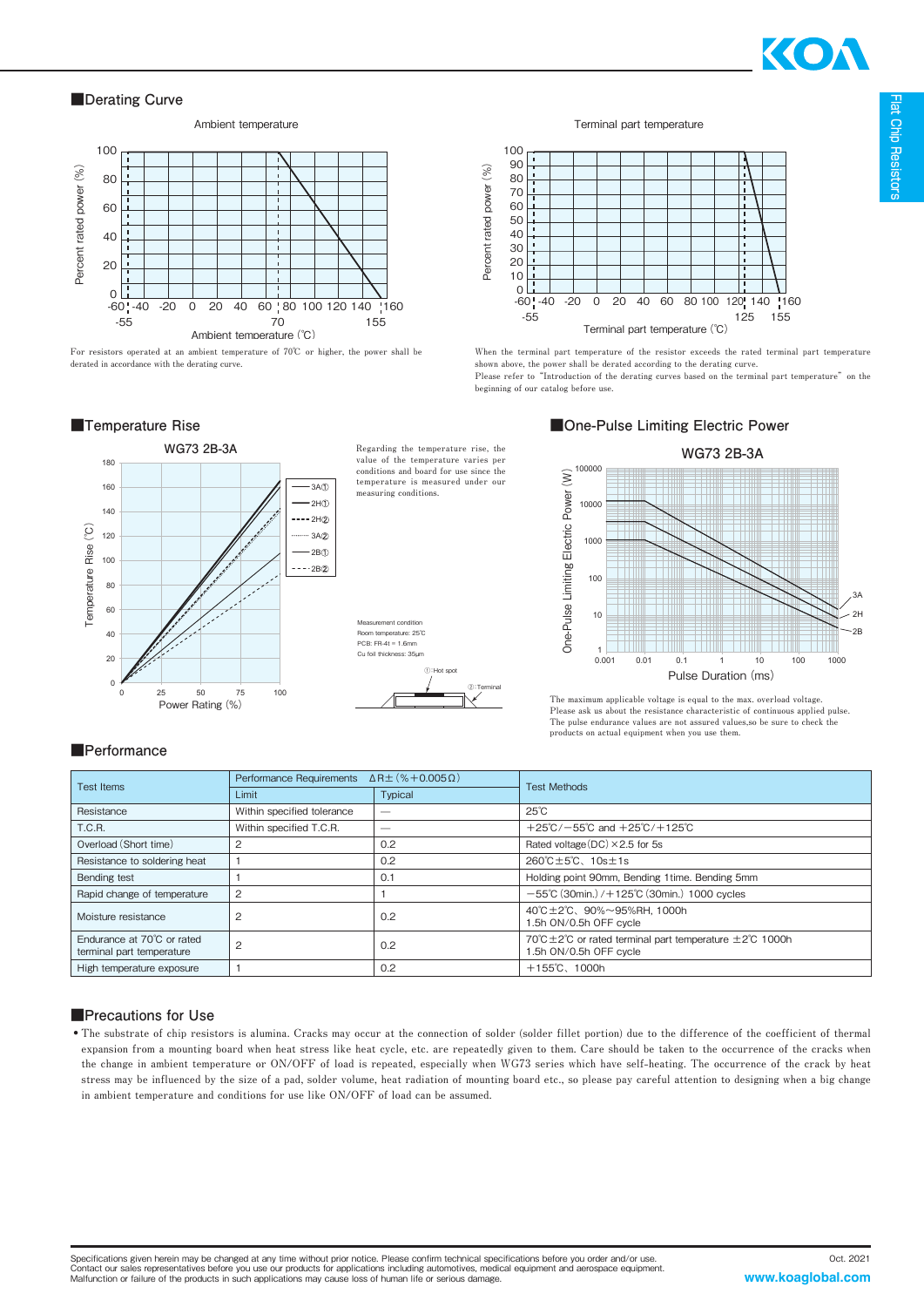## Derating Curve

Ambient temperature

100
80
60
40
20
0
Percent rated power (%)
-60 -40 -20 0 20 40 60 80 100 120 140 160
-55 70 155
Ambient temperature (℃)

For resistors operated at an ambient temperature of 70℃ or higher, the power shall be derated in accordance with the derating curve.

Terminal part temperature

100
90
80
70
60
50
40
30
20
10
0
Percent rated power (%)
-60 -40 -20 0 20 40 60 80 100 120 140 160
-55 125 155
Terminal part temperature (℃)

When the terminal part temperature of the resistor exceeds the rated terminal part temperature shown above, the power shall be derated according to the derating curve.
Please refer to "Introduction of the derating curves based on the terminal part temperature" on the beginning of our catalog before use.

## Temperature Rise

WG73 2B-3A

180
160
140
120
100
80
60
40
20
0
Temperature Rise (℃)
0 25 50 75 100
Power Rating (%)

3A①
2H①
2H②
3A②
2B①
2B②

Regarding the temperature rise, the value of the temperature varies per conditions and board for use since the temperature is measured under our measuring conditions.

Measurement condition
Room temperature: 25℃
PCB: FR-4t = 1.6mm
Cu foil thickness: 35μm

①:Hot spot
②:Terminal

## One-Pulse Limiting Electric Power

WG73 2B-3A

100000
10000
1000
100
10
1
One-Pulse Limiting Electric Power (W)
0.001 0.01 0.1 1 10 100 1000
Pulse Duration (ms)
3A
2H
2B

The maximum applicable voltage is equal to the max. overload voltage.
Please ask us about the resistance characteristic of continuous applied pulse.
The pulse endurance values are not assured values,so be sure to check the products on actual equipment when you use them.

## Performance

| Test Items | Performance Requirements ΔR±(%+0.005Ω) | | Test Methods |
|---|---|---|---|
| | Limit | Typical | |
| Resistance | Within specified tolerance | — | 25℃ |
| T.C.R. | Within specified T.C.R. | — | +25℃/−55℃ and +25℃/+125℃ |
| Overload (Short time) | 2 | 0.2 | Rated voltage(DC)×2.5 for 5s |
| Resistance to soldering heat | 1 | 0.2 | 260℃±5℃, 10s±1s |
| Bending test | 1 | 0.1 | Holding point 90mm, Bending 1time. Bending 5mm |
| Rapid change of temperature | 2 | 1 | −55℃ (30min.) / +125℃ (30min.) 1000 cycles |
| Moisture resistance | 2 | 0.2 | 40℃±2℃, 90%～95%RH, 1000h<br>1.5h ON/0.5h OFF cycle |
| Endurance at 70℃ or rated terminal part temperature | 2 | 0.2 | 70℃±2℃ or rated terminal part temperature ±2℃ 1000h<br>1.5h ON/0.5h OFF cycle |
| High temperature exposure | 1 | 0.2 | +155℃, 1000h |

## Precautions for Use

- The substrate of chip resistors is alumina. Cracks may occur at the connection of solder (solder fillet portion) due to the difference of the coefficient of thermal expansion from a mounting board when heat stress like heat cycle, etc. are repeatedly given to them. Care should be taken to the occurrence of the cracks when the change in ambient temperature or ON/OFF of load is repeated, especially when WG73 series which have self-heating. The occurrence of the crack by heat stress may be influenced by the size of a pad, solder volume, heat radiation of mounting board etc., so please pay careful attention to designing when a big change in ambient temperature and conditions for use like ON/OFF of load can be assumed.

Specifications given herein may be changed at any time without prior notice. Please confirm technical specifications before you order and/or use.
Contact our sales representatives before you use our products for applications including automotives, medical equipment and aerospace equipment.
Malfunction or failure of the products in such applications may cause loss of human life or serious damage.

Oct. 2021

www.koaglobal.com